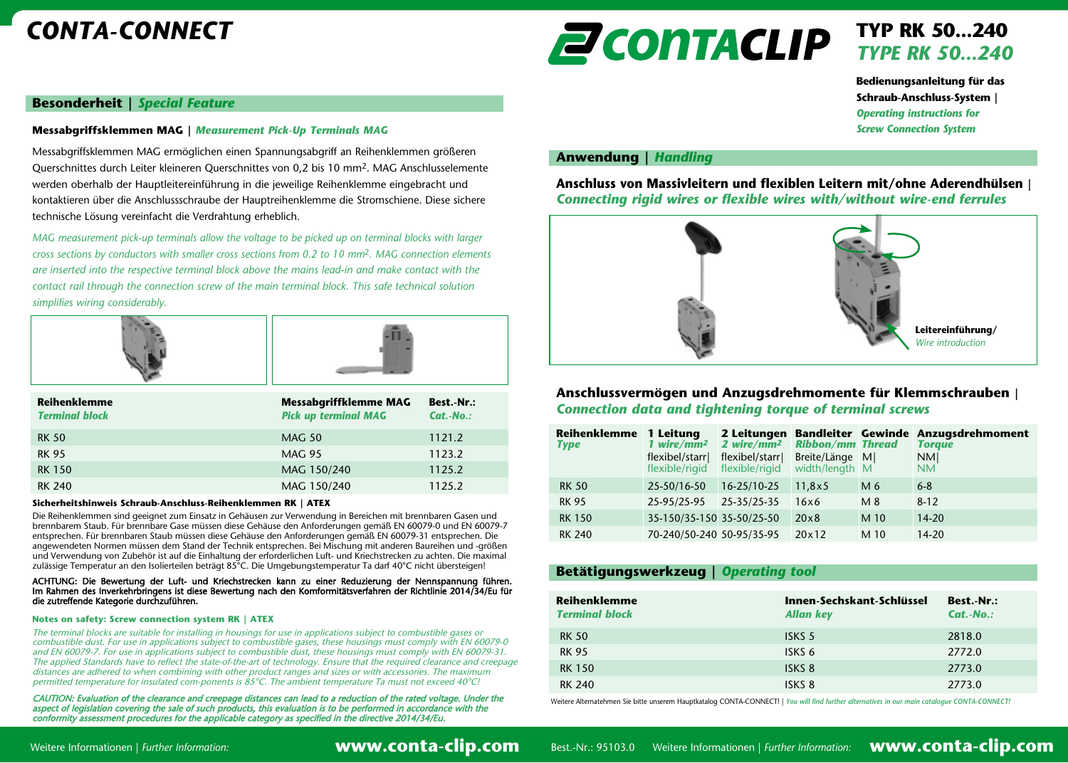# CONTA-CONNECT

# CONTACLIP

## TYP RK 50...240
## *TYPE RK 50...240*

**Bedienungsanleitung für das Schraub-Anschluss-System |** ***Operating instructions for Screw Connection System***

## Besonderheit | *Special Feature*

### Messabgriffsklemmen MAG | *Measurement Pick-Up Terminals MAG*

Messabgriffsklemmen MAG ermöglichen einen Spannungsabgriff an Reihenklemmen größeren Querschnittes durch Leiter kleineren Querschnittes von 0,2 bis 10 mm². MAG Anschlusselemente werden oberhalb der Haupleitereinführung in die jeweilige Reihenklemme eingebracht und kontaktieren über die Anschlussschraube der Hauptreihenklemme die Stromschiene. Diese sichere technische Lösung vereinfacht die Verdrahtung erheblich.

*MAG measurement pick-up terminals allow the voltage to be picked up on terminal blocks with larger cross sections by conductors with smaller cross sections from 0.2 to 10 mm². MAG connection elements are inserted into the respective terminal block above the mains lead-in and make contact with the contact rail through the connection screw of the main terminal block. This safe technical solution simplifies wiring considerably.*

| **Reihenklemme** *Terminal block* | **Messabgriffklemme MAG** *Pick up terminal MAG* | **Best.-Nr.:** *Cat.-No.:* |
|---|---|---|
| RK 50 | MAG 50 | 1121.2 |
| RK 95 | MAG 95 | 1123.2 |
| RK 150 | MAG 150/240 | 1125.2 |
| RK 240 | MAG 150/240 | 1125.2 |

#### Sicherheitshinweis Schraub-Anschluss-Reihenklemmen RK | ATEX

Die Reihenklemmen sind geeignet zum Einsatz in Gehäusen zur Verwendung in Bereichen mit brennbaren Gasen und brennbarem Staub. Für brennbare Gase müssen diese Gehäuse den Anforderungen gemäß EN 60079-0 und EN 60079-7 entsprechen. Für brennbaren Staub müssen diese Gehäuse den Anforderungen gemäß EN 60079-31 entsprechen. Die angewendeten Normen müssen dem Stand der Technik entsprechen. Bei Mischung mit anderen Baureihen und -größen und Verwendung von Zubehör ist auf die Einhaltung der erforderlichen Luft- und Kriechstrecken zu achten. Die maximal zulässige Temperatur an den Isolierteilen beträgt 85°C. Die Umgebungstemperatur Ta darf 40°C nicht übersteigen!

**ACHTUNG: Die Bewertung der Luft- und Kriechstrecken kann zu einer Reduzierung der Nennspannung führen. Im Rahmen des Inverkehrbringens ist diese Bewertung nach den Komformitätsverfahren der Richtlinie 2014/34/Eu für die zutreffende Kategorie durchzuführen.**

#### Notes on safety: Screw connection system RK | ATEX

*The terminal blocks are suitable for installing in housings for use in applications subject to combustible gases or combustible dust. For use in applications subject to combustible gases, these housings must comply with EN 60079-0 and EN 60079-7. For use in applications subject to combustible dust, these housings must comply with EN 60079-31. The applied Standards have to reflect the state-of-the-art of technology. Ensure that the required clearance and creepage distances are adhered to when combining with other product ranges and sizes or with accessories. The maximum permitted temperature for insulated com-ponents is 85°C. The ambient temperature Ta must not exceed 40°C!*

***CAUTION: Evaluation of the clearance and creepage distances can lead to a reduction of the rated voltage. Under the aspect of legislation covering the sale of such products, this evaluation is to be performed in accordance with the conformity assessment procedures for the applicable category as specified in the directive 2014/34/Eu.***

## Anwendung | *Handling*

### Anschluss von Massivleitern und flexiblen Leitern mit/ohne Aderendhülsen | *Connecting rigid wires or flexible wires with/without wire-end ferrules*

**Leitereinführung/** *Wire introduction*

### Anschlussvermögen und Anzugsdrehmomente für Klemmschrauben | *Connection data and tightening torque of terminal screws*

| **Reihenklemme** *Type* | **1 Leitung** *1 wire/mm²* flexibel/starr\| flexible/rigid | **2 Leitungen** *2 wire/mm²* flexibel/starr\| flexible/rigid | **Bandleiter** *Ribbon/mm* Breite/Länge width/length | **Gewinde** *Thread* M\| M | **Anzugsdrehmoment** *Torque* NM\| NM |
|---|---|---|---|---|---|
| RK 50 | 25-50/16-50 | 16-25/10-25 | 11,8x5 | M 6 | 6-8 |
| RK 95 | 25-95/25-95 | 25-35/25-35 | 16x6 | M 8 | 8-12 |
| RK 150 | 35-150/35-150 | 35-50/25-50 | 20x8 | M 10 | 14-20 |
| RK 240 | 70-240/50-240 | 50-95/35-95 | 20x12 | M 10 | 14-20 |

## Betätigungswerkzeug | *Operating tool*

| **Reihenklemme** *Terminal block* | **Innen-Sechskant-Schlüssel** *Allan key* | **Best.-Nr.:** *Cat.-No.:* |
|---|---|---|
| RK 50 | ISKS 5 | 2818.0 |
| RK 95 | ISKS 6 | 2772.0 |
| RK 150 | ISKS 8 | 2773.0 |
| RK 240 | ISKS 8 | 2773.0 |

Weitere Alternatehmen Sie bitte unserem Hauptkatalog CONTA-CONNECT! | *You will find further alternatives in our main catalogue CONTA-CONNECT!*

Weitere Informationen | *Further Information:* **www.conta-clip.com**

Best.-Nr.: 95103.0 Weitere Informationen | *Further Information:* **www.conta-clip.com**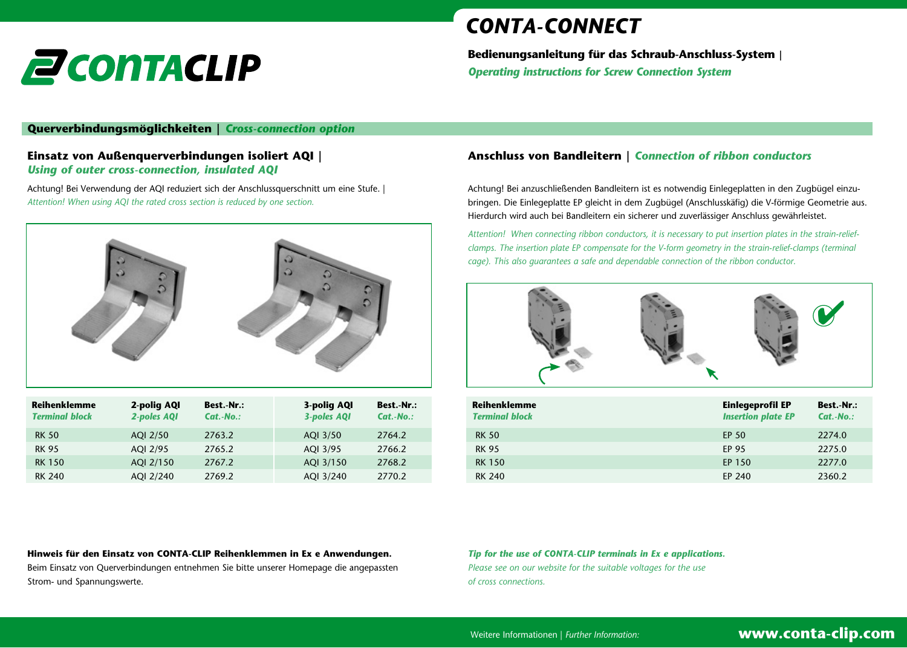# CONTA-CONNECT

**Bedienungsanleitung für das Schraub-Anschluss-System |**
***Operating instructions for Screw Connection System***

## Querverbindungsmöglichkeiten | *Cross-connection option*

### Einsatz von Außenquerverbindungen isoliert AQI | *Using of outer cross-connection, insulated AQI*

Achtung! Bei Verwendung der AQI reduziert sich der Anschlussquerschnitt um eine Stufe. |
*Attention! When using AQI the rated cross section is reduced by one section.*

| **Reihenklemme** *Terminal block* | **2-polig AQI** *2-poles AQI* | **Best.-Nr.:** *Cat.-No.:* | **3-polig AQI** *3-poles AQI* | **Best.-Nr.:** *Cat.-No.:* |
|---|---|---|---|---|
| RK 50 | AQI 2/50 | 2763.2 | AQI 3/50 | 2764.2 |
| RK 95 | AQI 2/95 | 2765.2 | AQI 3/95 | 2766.2 |
| RK 150 | AQI 2/150 | 2767.2 | AQI 3/150 | 2768.2 |
| RK 240 | AQI 2/240 | 2769.2 | AQI 3/240 | 2770.2 |

### Anschluss von Bandleitern | *Connection of ribbon conductors*

Achtung! Bei anzuschließenden Bandleitern ist es notwendig Einlegeplatten in den Zugbügel einzubringen. Die Einlegeplatte EP gleicht in dem Zugbügel (Anschlusskäfig) die V-förmige Geometrie aus. Hierdurch wird auch bei Bandleitern ein sicherer und zuverlässiger Anschluss gewährleistet.

*Attention! When connecting ribbon conductors, it is necessary to put insertion plates in the strain-relief-clamps. The insertion plate EP compensate for the V-form geometry in the strain-relief-clamps (terminal cage). This also guarantees a safe and dependable connection of the ribbon conductor.*

| **Reihenklemme** *Terminal block* | **Einlegeprofil EP** *Insertion plate EP* | **Best.-Nr.:** *Cat.-No.:* |
|---|---|---|
| RK 50 | EP 50 | 2274.0 |
| RK 95 | EP 95 | 2275.0 |
| RK 150 | EP 150 | 2277.0 |
| RK 240 | EP 240 | 2360.2 |

**Hinweis für den Einsatz von CONTA-CLIP Reihenklemmen in Ex e Anwendungen.**
Beim Einsatz von Querverbindungen entnehmen Sie bitte unserer Homepage die angepassten Strom- und Spannungswerte.

***Tip for the use of CONTA-CLIP terminals in Ex e applications.***
*Please see on our website for the suitable voltages for the use of cross connections.*

Weitere Informationen | *Further Information:* **www.conta-clip.com**